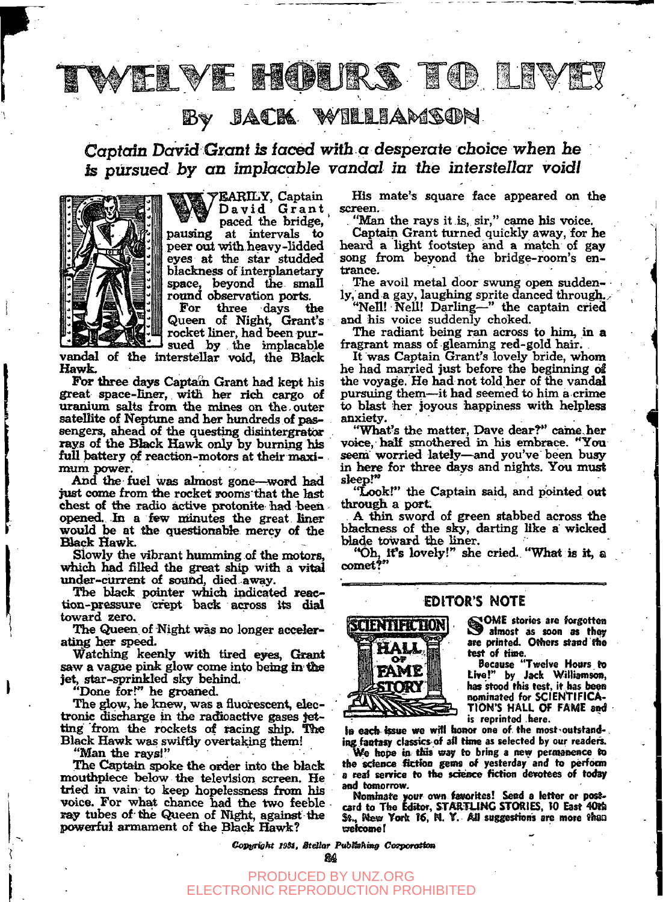# TWELVE HOURS TO LIVE!

## By JACK WILLIAMSON

*Captain David Grant is faced with a desperate choice when he is pursued by an implacable vandal in the interstellar void!*

WEARILY, Captain David Grant paced the bridge, pausing at intervals to peer out with heavy-lidded eyes at the star studded blackness of interplanetary space, beyond the small round observation ports.

For three days the Queen of Night, Grant's rocket liner, had been pursued by the implacable vandal of the interstellar void, the Black Hawk.

For three days Captain Grant had kept his great space-liner, with her rich cargo of uranium salts from the mines on the outer satellite of Neptune and her hundreds of passengers, ahead of the questing disintergrator rays of the Black Hawk only by burning his full battery of reaction-motors at their maximum power.

And the fuel was almost gone—word had just come from the rocket rooms that the last chest of the radio active protonite had been opened. In a few minutes the great liner would be at the questionable mercy of the Black Hawk.

Slowly the vibrant humming of the motors, which had filled the great ship with a vital under-current of sound, died away.

The black pointer which indicated reaction-pressure crept back across its dial toward zero.

The Queen of Night was no longer accelerating her speed.

Watching keenly with tired eyes, Grant saw a vague pink glow come into being in the jet, star-sprinkled sky behind.

"Done for!" he groaned.

The glow, he knew, was a fluorescent, electronic discharge in the radioactive gases jetting from the rockets of racing ship. The Black Hawk was swiftly overtaking them!

"Man the rays!"

The Captain spoke the order into the black mouthpiece below the television screen. He tried in vain to keep hopelessness from his voice. For what chance had the two feeble ray tubes of the Queen of Night, against the powerful armament of the Black Hawk?

His mate's square face appeared on the screen.

"Man the rays it is, sir," came his voice.

Captain Grant turned quickly away, for he heard a light footstep and a match of gay song from beyond the bridge-room's entrance.

The avoil metal door swung open suddenly, and a gay, laughing sprite danced through.

"Nell! Nell! Darling—" the captain cried and his voice suddenly choked.

The radiant being ran across to him, in a fragrant mass of gleaming red-gold hair.

It was Captain Grant's lovely bride, whom he had married just before the beginning of the voyage. He had not told her of the vandal pursuing them—it had seemed to him a crime to blast her joyous happiness with helpless anxiety.

"What's the matter, Dave dear?" came her voice, half smothered in his embrace. "You seem worried lately—and you've been busy in here for three days and nights. You must sleep!"

"Look!" the Captain said, and pointed out through a port.

A thin sword of green stabbed across the blackness of the sky, darting like a wicked blade toward the liner.

"Oh, it's lovely!" she cried. "What is it, a comet?"

---

### EDITOR'S NOTE

SCIENTIFICTION HALL OF FAME STORY

**SOME stories are forgotten almost as soon as they are printed. Others stand the test of time.**

**Because "Twelve Hours to Live!" by Jack Williamson, has stood this test, it has been nominated for SCIENTIFICATION'S HALL OF FAME and is reprinted here.**

**In each issue we will honor one of the most outstanding fantasy classics of all time as selected by our readers.**

**We hope in this way to bring a new permanence to the science fiction gems of yesterday and to perform a real service to the science fiction devotees of today and tomorrow.**

**Nominate your own favorites! Send a letter or postcard to The Editor, STARTLING STORIES, 10 East 40th St., New York 16, N. Y. All suggestions are more than welcome!**

---

*Copyright 1931, Stellar Publishing Corporation*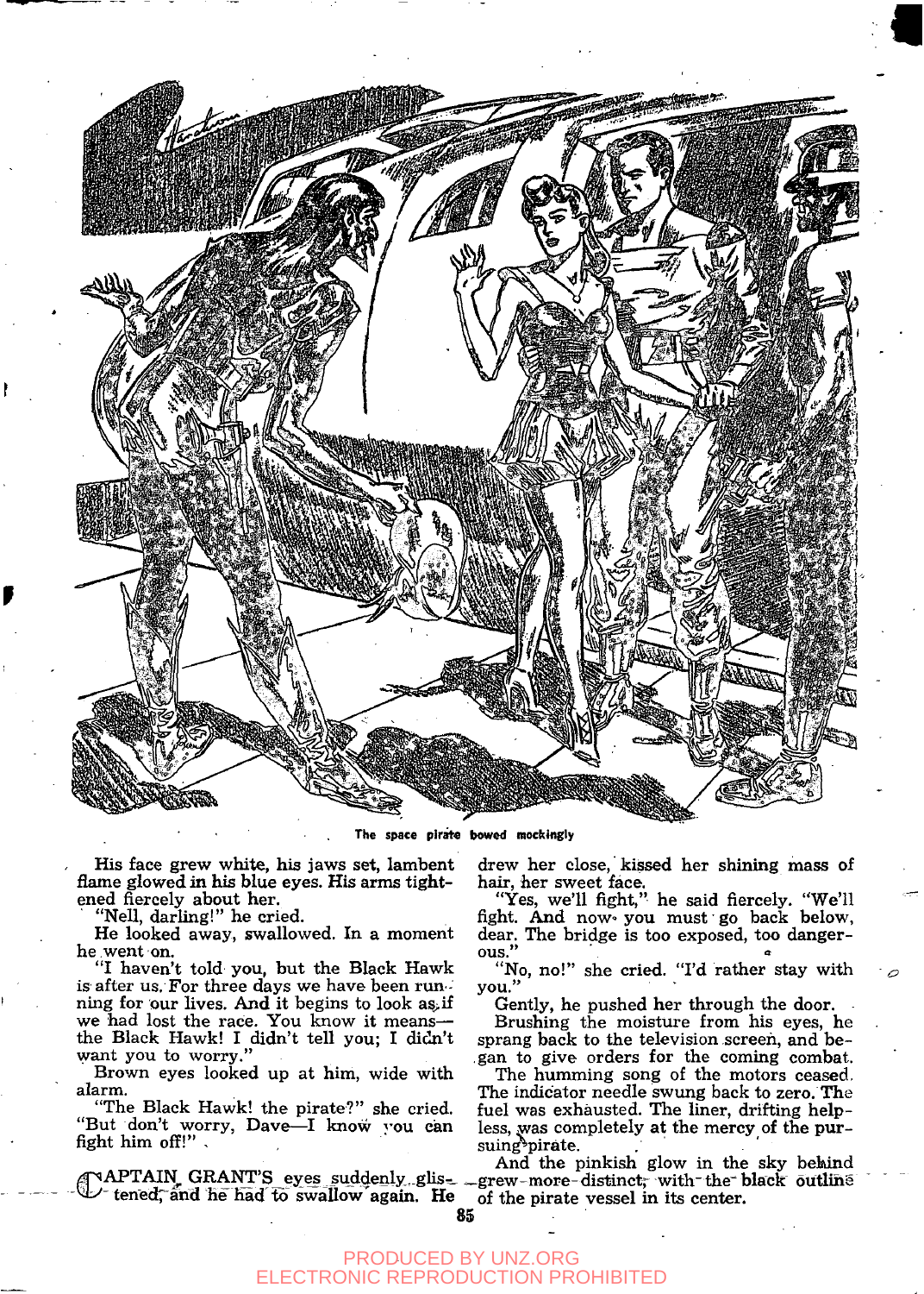The space pirate bowed mockingly

His face grew white, his jaws set, lambent flame glowed in his blue eyes. His arms tightened fiercely about her.

"Nell, darling!" he cried.

He looked away, swallowed. In a moment he went on.

"I haven't told you, but the Black Hawk is after us. For three days we have been running for our lives. And it begins to look as if we had lost the race. You know it means—the Black Hawk! I didn't tell you; I didn't want you to worry."

Brown eyes looked up at him, wide with alarm.

"The Black Hawk! the pirate?" she cried. "But don't worry, Dave—I know you can fight him off!"

CAPTAIN GRANT'S eyes suddenly glistened, and he had to swallow again. He drew her close, kissed her shining mass of hair, her sweet face.

"Yes, we'll fight," he said fiercely. "We'll fight. And now you must go back below, dear. The bridge is too exposed, too dangerous."

"No, no!" she cried. "I'd rather stay with you."

Gently, he pushed her through the door.

Brushing the moisture from his eyes, he sprang back to the television screen, and began to give orders for the coming combat.

The humming song of the motors ceased. The indicator needle swung back to zero. The fuel was exhausted. The liner, drifting helpless, was completely at the mercy of the pursuing pirate.

And the pinkish glow in the sky behind grew more distinct, with the black outline of the pirate vessel in its center.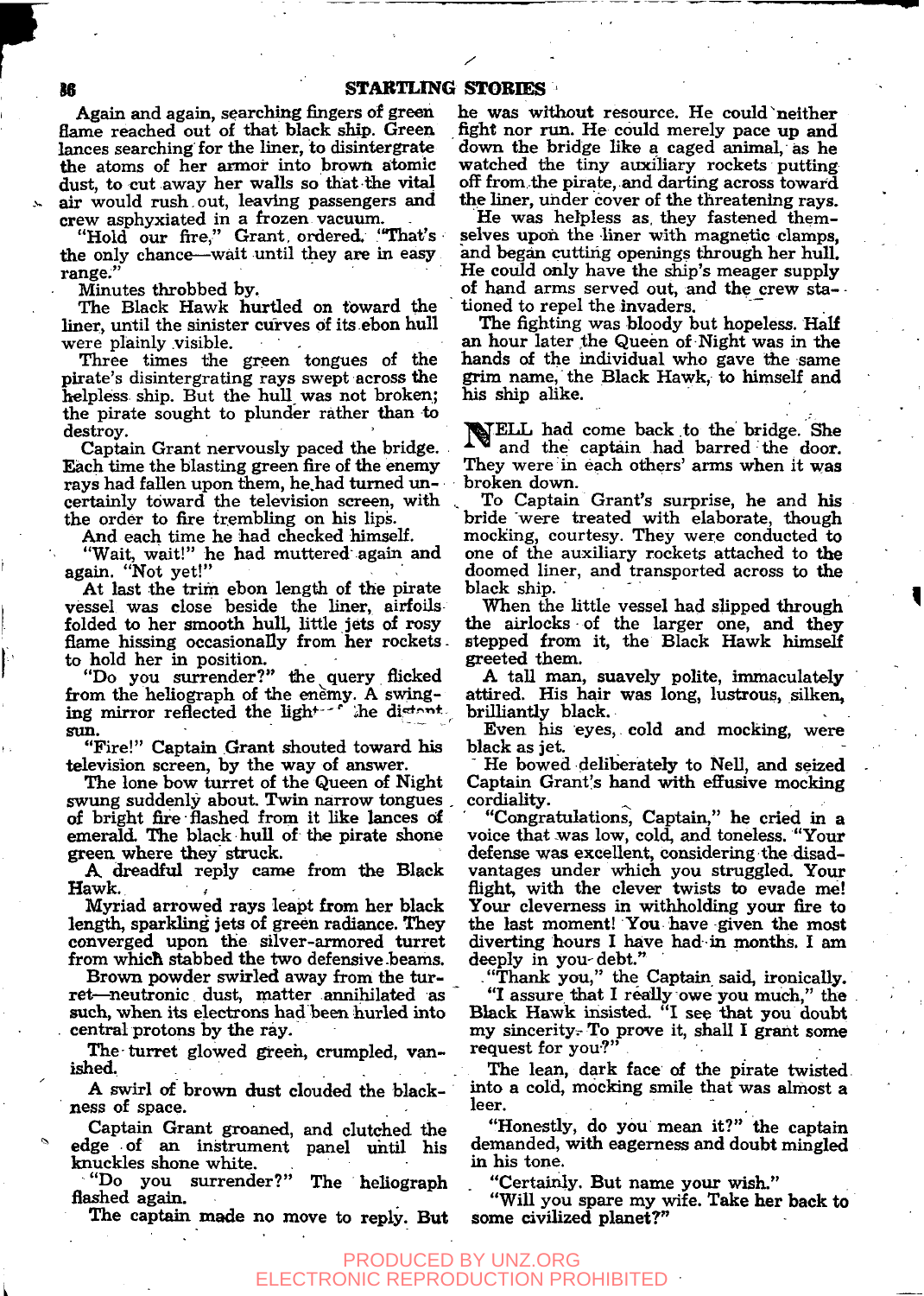Again and again, searching fingers of green flame reached out of that black ship. Green lances searching for the liner, to disintergrate the atoms of her armor into brown atomic dust, to cut away her walls so that the vital air would rush out, leaving passengers and crew asphyxiated in a frozen vacuum.

"Hold our fire," Grant ordered. "That's the only chance—wait until they are in easy range."

Minutes throbbed by.

The Black Hawk hurtled on toward the liner, until the sinister curves of its ebon hull were plainly visible.

Three times the green tongues of the pirate's disintergrating rays swept across the helpless ship. But the hull was not broken; the pirate sought to plunder rather than to destroy.

Captain Grant nervously paced the bridge. Each time the blasting green fire of the enemy rays had fallen upon them, he had turned uncertainly toward the television screen, with the order to fire trembling on his lips.

And each time he had checked himself.

"Wait, wait!" he had muttered again and again. "Not yet!"

At last the trim ebon length of the pirate vessel was close beside the liner, airfoils folded to her smooth hull, little jets of rosy flame hissing occasionally from her rockets to hold her in position.

"Do you surrender?" the query flicked from the heliograph of the enemy. A swinging mirror reflected the light of the distant sun.

"Fire!" Captain Grant shouted toward his television screen, by the way of answer.

The lone bow turret of the Queen of Night swung suddenly about. Twin narrow tongues of bright fire flashed from it like lances of emerald. The black hull of the pirate shone green where they struck.

A dreadful reply came from the Black Hawk.

Myriad arrowed rays leapt from her black length, sparkling jets of green radiance. They converged upon the silver-armored turret from which stabbed the two defensive beams.

Brown powder swirled away from the turret—neutronic dust, matter annihilated as such, when its electrons had been hurled into central protons by the ray.

The turret glowed green, crumpled, vanished.

A swirl of brown dust clouded the blackness of space.

Captain Grant groaned, and clutched the edge of an instrument panel until his knuckles shone white.

"Do you surrender?" The heliograph flashed again.

The captain made no move to reply. But he was without resource. He could neither fight nor run. He could merely pace up and down the bridge like a caged animal, as he watched the tiny auxiliary rockets putting off from the pirate, and darting across toward the liner, under cover of the threatening rays.

He was helpless as they fastened themselves upon the liner with magnetic clamps, and began cutting openings through her hull. He could only have the ship's meager supply of hand arms served out, and the crew stationed to repel the invaders.

The fighting was bloody but hopeless. Half an hour later the Queen of Night was in the hands of the individual who gave the same grim name, the Black Hawk, to himself and his ship alike.

NELL had come back to the bridge. She and the captain had barred the door. They were in each others' arms when it was broken down.

To Captain Grant's surprise, he and his bride were treated with elaborate, though mocking, courtesy. They were conducted to one of the auxiliary rockets attached to the doomed liner, and transported across to the black ship.

When the little vessel had slipped through the airlocks of the larger one, and they stepped from it, the Black Hawk himself greeted them.

A tall man, suavely polite, immaculately attired. His hair was long, lustrous, silken, brilliantly black.

Even his eyes, cold and mocking, were black as jet.

He bowed deliberately to Nell, and seized Captain Grant's hand with effusive mocking cordiality.

"Congratulations, Captain," he cried in a voice that was low, cold, and toneless. "Your defense was excellent, considering the disadvantages under which you struggled. Your flight, with the clever twists to evade me! Your cleverness in withholding your fire to the last moment! You have given the most diverting hours I have had in months. I am deeply in you debt."

"Thank you," the Captain said, ironically.

"I assure that I really owe you much," the Black Hawk insisted. "I see that you doubt my sincerity. To prove it, shall I grant some request for you?"

The lean, dark face of the pirate twisted into a cold, mocking smile that was almost a leer.

"Honestly, do you mean it?" the captain demanded, with eagerness and doubt mingled in his tone.

"Certainly. But name your wish."

"Will you spare my wife. Take her back to some civilized planet?"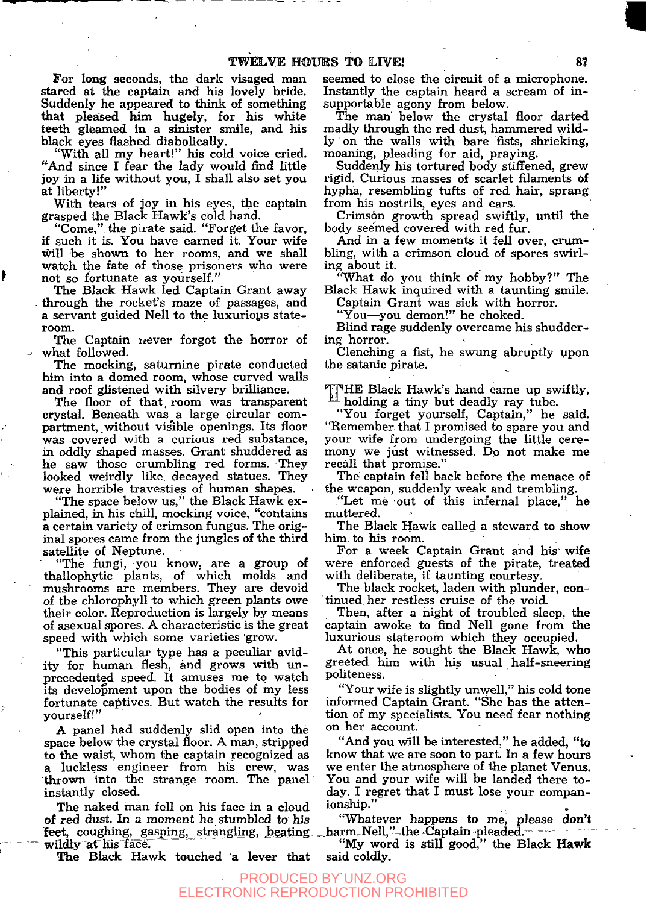For long seconds, the dark visaged man stared at the captain and his lovely bride. Suddenly he appeared to think of something that pleased him hugely, for his white teeth gleamed in a sinister smile, and his black eyes flashed diabolically.

"With all my heart!" his cold voice cried. "And since I fear the lady would find little joy in a life without you, I shall also set you at liberty!"

With tears of joy in his eyes, the captain grasped the Black Hawk's cold hand.

"Come," the pirate said. "Forget the favor, if such it is. You have earned it. Your wife will be shown to her rooms, and we shall watch the fate of those prisoners who were not so fortunate as yourself."

The Black Hawk led Captain Grant away through the rocket's maze of passages, and a servant guided Nell to the luxurious stateroom.

The Captain never forgot the horror of what followed.

The mocking, saturnine pirate conducted him into a domed room, whose curved walls and roof glistened with silvery brilliance.

The floor of that room was transparent crystal. Beneath was a large circular compartment, without visible openings. Its floor was covered with a curious red substance, in oddly shaped masses. Grant shuddered as he saw those crumbling red forms. They looked weirdly like decayed statues. They were horrible travesties of human shapes.

"The space below us," the Black Hawk explained, in his chill, mocking voice, "contains a certain variety of crimson fungus. The original spores came from the jungles of the third satellite of Neptune.

"The fungi, you know, are a group of thallophytic plants, of which molds and mushrooms are members. They are devoid of the chlorophyll to which green plants owe their color. Reproduction is largely by means of asexual spores. A characteristic is the great speed with which some varieties grow.

"This particular type has a peculiar avidity for human flesh, and grows with unprecedented speed. It amuses me to watch its development upon the bodies of my less fortunate captives. But watch the results for yourself!"

A panel had suddenly slid open into the space below the crystal floor. A man, stripped to the waist, whom the captain recognized as a luckless engineer from his crew, was thrown into the strange room. The panel instantly closed.

The naked man fell on his face in a cloud of red dust. In a moment he stumbled to his feet, coughing, gasping, strangling, beating wildly at his face.

The Black Hawk touched a lever that seemed to close the circuit of a microphone. Instantly the captain heard a scream of insupportable agony from below.

The man below the crystal floor darted madly through the red dust, hammered wildly on the walls with bare fists, shrieking, moaning, pleading for aid, praying.

Suddenly his tortured body stiffened, grew rigid. Curious masses of scarlet filaments of hypha, resembling tufts of red hair, sprang from his nostrils, eyes and ears.

Crimson growth spread swiftly, until the body seemed covered with red fur.

And in a few moments it fell over, crumbling, with a crimson cloud of spores swirling about it.

"What do you think of my hobby?" The Black Hawk inquired with a taunting smile.

Captain Grant was sick with horror.

"You—you demon!" he choked.

Blind rage suddenly overcame his shuddering horror.

Clenching a fist, he swung abruptly upon the satanic pirate.

THE Black Hawk's hand came up swiftly, holding a tiny but deadly ray tube.

"You forget yourself, Captain," he said. "Remember that I promised to spare you and your wife from undergoing the little ceremony we just witnessed. Do not make me recall that promise."

The captain fell back before the menace of the weapon, suddenly weak and trembling.

"Let me out of this infernal place," he muttered.

The Black Hawk called a steward to show him to his room.

For a week Captain Grant and his wife were enforced guests of the pirate, treated with deliberate, if taunting courtesy.

The black rocket, laden with plunder, continued her restless cruise of the void.

Then, after a night of troubled sleep, the captain awoke to find Nell gone from the luxurious stateroom which they occupied.

At once, he sought the Black Hawk, who greeted him with his usual half-sneering politeness.

"Your wife is slightly unwell," his cold tone informed Captain Grant. "She has the attention of my specialists. You need fear nothing on her account.

"And you will be interested," he added, "to know that we are soon to part. In a few hours we enter the atmosphere of the planet Venus. You and your wife will be landed there today. I regret that I must lose your companionship."

"Whatever happens to me, please don't harm Nell," the Captain pleaded.

"My word is still good," the Black Hawk said coldly.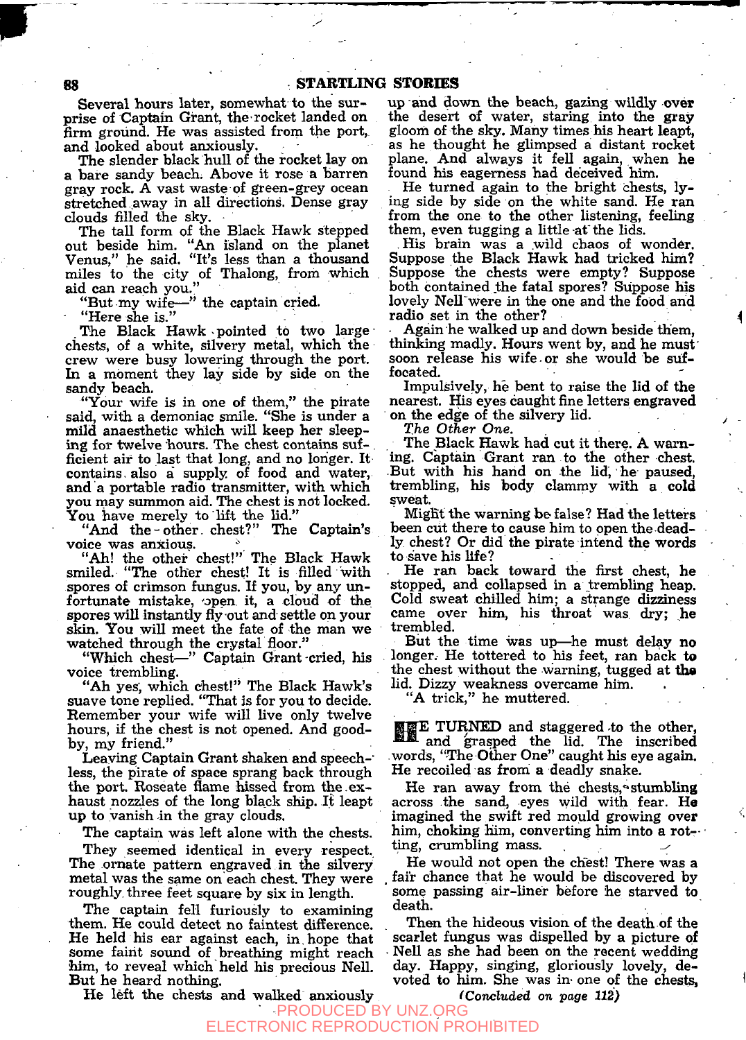Several hours later, somewhat to the surprise of Captain Grant, the rocket landed on firm ground. He was assisted from the port, and looked about anxiously.

The slender black hull of the rocket lay on a bare sandy beach. Above it rose a barren gray rock. A vast waste of green-grey ocean stretched away in all directions. Dense gray clouds filled the sky.

The tall form of the Black Hawk stepped out beside him. "An island on the planet Venus," he said. "It's less than a thousand miles to the city of Thalong, from which aid can reach you."

"But my wife—" the captain cried.

"Here she is."

The Black Hawk pointed to two large chests, of a white, silvery metal, which the crew were busy lowering through the port. In a moment they lay side by side on the sandy beach.

"Your wife is in one of them," the pirate said, with a demoniac smile. "She is under a mild anaesthetic which will keep her sleeping for twelve hours. The chest contains sufficient air to last that long, and no longer. It contains also a supply of food and water, and a portable radio transmitter, with which you may summon aid. The chest is not locked. You have merely to lift the lid."

"And the other chest?" The Captain's voice was anxious.

"Ah! the other chest!" The Black Hawk smiled. "The other chest! It is filled with spores of crimson fungus. If you, by any unfortunate mistake, open it, a cloud of the spores will instantly fly out and settle on your skin. You will meet the fate of the man we watched through the crystal floor."

"Which chest—" Captain Grant cried, his voice trembling.

"Ah yes, which chest!" The Black Hawk's suave tone replied. "That is for you to decide. Remember your wife will live only twelve hours, if the chest is not opened. And goodby, my friend."

Leaving Captain Grant shaken and speechless, the pirate of space sprang back through the port. Roseate flame hissed from the exhaust nozzles of the long black ship. It leapt up to vanish in the gray clouds.

The captain was left alone with the chests.

They seemed identical in every respect. The ornate pattern engraved in the silvery metal was the same on each chest. They were roughly three feet square by six in length.

The captain fell furiously to examining them. He could detect no faintest difference. He held his ear against each, in hope that some faint sound of breathing might reach him, to reveal which held his precious Nell. But he heard nothing.

He left the chests and walked anxiously up and down the beach, gazing wildly over the desert of water, staring into the gray gloom of the sky. Many times his heart leapt, as he thought he glimpsed a distant rocket plane. And always it fell again, when he found his eagerness had deceived him.

He turned again to the bright chests, lying side by side on the white sand. He ran from the one to the other listening, feeling them, even tugging a little at the lids.

His brain was a wild chaos of wonder. Suppose the Black Hawk had tricked him? Suppose the chests were empty? Suppose both contained the fatal spores? Suppose his lovely Nell were in the one and the food and radio set in the other?

Again he walked up and down beside them, thinking madly. Hours went by, and he must soon release his wife or she would be suffocated.

Impulsively, he bent to raise the lid of the nearest. His eyes caught fine letters engraved on the edge of the silvery lid.

*The Other One.*

The Black Hawk had cut it there. A warning. Captain Grant ran to the other chest. But with his hand on the lid, he paused, trembling, his body clammy with a cold sweat.

Might the warning be false? Had the letters been cut there to cause him to open the deadly chest? Or did the pirate intend the words to save his life?

He ran back toward the first chest, he stopped, and collapsed in a trembling heap. Cold sweat chilled him; a strange dizziness came over him, his throat was dry; he trembled.

But the time was up—he must delay no longer. He tottered to his feet, ran back to the chest without the warning, tugged at the lid. Dizzy weakness overcame him.

"A trick," he muttered.

HE TURNED and staggered to the other, and grasped the lid. The inscribed words, "The Other One" caught his eye again. He recoiled as from a deadly snake.

He ran away from the chests, stumbling across the sand, eyes wild with fear. He imagined the swift red mould growing over him, choking him, converting him into a rotting, crumbling mass.

He would not open the chest! There was a fair chance that he would be discovered by some passing air-liner before he starved to death.

Then the hideous vision of the death of the scarlet fungus was dispelled by a picture of Nell as she had been on the recent wedding day. Happy, singing, gloriously lovely, devoted to him. She was in one of the chests,

*(Concluded on page 112)*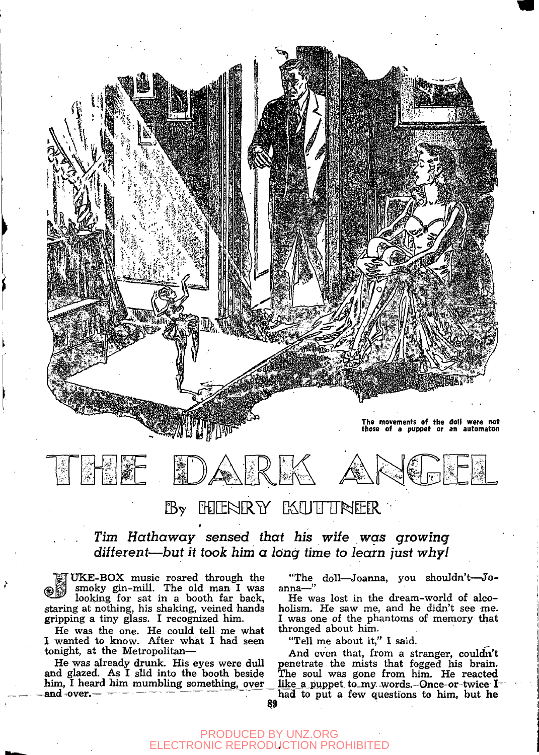The movements of the doll were not those of a puppet or an automaton

# THE DARK ANGEL

## By HENRY KUTTNER

*Tim Hathaway sensed that his wife was growing different—but it took him a long time to learn just why!*

JUKE-BOX music roared through the smoky gin-mill. The old man I was looking for sat in a booth far back, staring at nothing, his shaking, veined hands gripping a tiny glass. I recognized him.

He was the one. He could tell me what I wanted to know. After what I had seen tonight, at the Metropolitan—

He was already drunk. His eyes were dull and glazed. As I slid into the booth beside him, I heard him mumbling something, over and over.

"The doll—Joanna, you shouldn't—Joanna—"

He was lost in the dream-world of alcoholism. He saw me, and he didn't see me. I was one of the phantoms of memory that thronged about him.

"Tell me about it," I said.

And even that, from a stranger, couldn't penetrate the mists that fogged his brain. The soul was gone from him. He reacted like a puppet to my words. Once or twice I had to put a few questions to him, but he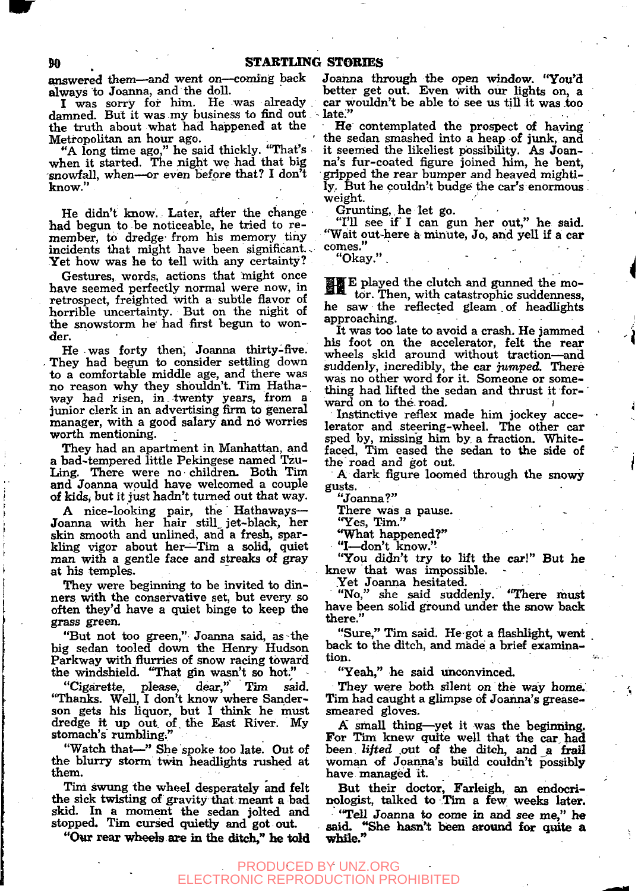answered them—and went on—coming back always to Joanna, and the doll.

I was sorry for him. He was already damned. But it was my business to find out the truth about what had happened at the Metropolitan an hour ago.

"A long time ago," he said thickly. "That's when it started. The night we had that big snowfall, when—or even before that? I don't know."

He didn't know. Later, after the change had begun to be noticeable, he tried to remember, to dredge from his memory tiny incidents that might have been significant. Yet how was he to tell with any certainty?

Gestures, words, actions that might once have seemed perfectly normal were now, in retrospect, freighted with a subtle flavor of horrible uncertainty. But on the night of the snowstorm he had first begun to wonder.

He was forty then, Joanna thirty-five. They had begun to consider settling down to a comfortable middle age, and there was no reason why they shouldn't. Tim Hathaway had risen, in twenty years, from a junior clerk in an advertising firm to general manager, with a good salary and no worries worth mentioning.

They had an apartment in Manhattan, and a bad-tempered little Pekingese named Tzu-Ling. There were no children. Both Tim and Joanna would have welcomed a couple of kids, but it just hadn't turned out that way.

A nice-looking pair, the Hathaways—Joanna with her hair still jet-black, her skin smooth and unlined, and a fresh, sparkling vigor about her—Tim a solid, quiet man with a gentle face and streaks of gray at his temples.

They were beginning to be invited to dinners with the conservative set, but every so often they'd have a quiet binge to keep the grass green.

"But not too green," Joanna said, as the big sedan tooled down the Henry Hudson Parkway with flurries of snow racing toward the windshield. "That gin wasn't so hot."

"Cigarette, please, dear," Tim said. "Thanks. Well, I don't know where Sanderson gets his liquor, but I think he must dredge it up out of the East River. My stomach's rumbling."

"Watch that—" She spoke too late. Out of the blurry storm twin headlights rushed at them.

Tim swung the wheel desperately and felt the sick twisting of gravity that meant a bad skid. In a moment the sedan jolted and stopped. Tim cursed quietly and got out.

"Our rear wheels are in the ditch," he told Joanna through the open window. "You'd better get out. Even with our lights on, a car wouldn't be able to see us till it was too late."

He contemplated the prospect of having the sedan smashed into a heap of junk, and it seemed the likeliest possibility. As Joanna's fur-coated figure joined him, he bent, gripped the rear bumper and heaved mightily. But he couldn't budge the car's enormous weight.

Grunting, he let go.

"I'll see if I can gun her out," he said. "Wait out here a minute, Jo, and yell if a car comes."

"Okay."

HE played the clutch and gunned the motor. Then, with catastrophic suddenness, he saw the reflected gleam of headlights approaching.

It was too late to avoid a crash. He jammed his foot on the accelerator, felt the rear wheels skid around without traction—and suddenly, incredibly, the car *jumped*. There was no other word for it. Someone or something had lifted the sedan and thrust it forward on to the road.

Instinctive reflex made him jockey accelerator and steering-wheel. The other car sped by, missing him by a fraction. White-faced, Tim eased the sedan to the side of the road and got out.

A dark figure loomed through the snowy gusts.

"Joanna?"

There was a pause.

"Yes, Tim."

"What happened?"

"I—don't know."

"You didn't try to lift the car!" But he knew that was impossible.

Yet Joanna hesitated.

"No," she said suddenly. "There must have been solid ground under the snow back there."

"Sure," Tim said. He got a flashlight, went back to the ditch, and made a brief examination.

"Yeah," he said unconvinced.

They were both silent on the way home. Tim had caught a glimpse of Joanna's grease-smeared gloves.

A small thing—yet it was the beginning. For Tim knew quite well that the car had been *lifted* out of the ditch, and a frail woman of Joanna's build couldn't possibly have managed it.

But their doctor, Farleigh, an endocrinologist, talked to Tim a few weeks later.

"Tell Joanna to come in and see me," he said. "She hasn't been around for quite a while."